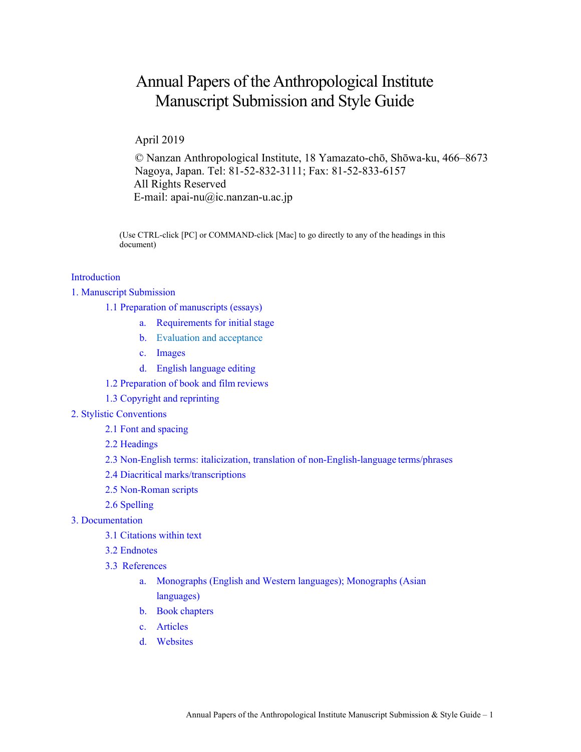# Annual Papers of the Anthropological Institute Manuscript Submission and Style Guide

April 2019

© Nanzan Anthropological Institute, 18 Yamazato-chō, Shōwa-ku, 466–8673 Nagoya, Japan. Tel: 81-52-832-3111; Fax: 81-52-833-6157
All Rights Reserved
E-mail: apai-nu@ic.nanzan-u.ac.jp

(Use CTRL-click [PC] or COMMAND-click [Mac] to go directly to any of the headings in this document)

- Introduction
- 1. Manuscript Submission
  - 1.1 Preparation of manuscripts (essays)
    - a. Requirements for initial stage
    - b. Evaluation and acceptance
    - c. Images
    - d. English language editing
  - 1.2 Preparation of book and film reviews
  - 1.3 Copyright and reprinting
- 2. Stylistic Conventions
  - 2.1 Font and spacing
  - 2.2 Headings
  - 2.3 Non-English terms: italicization, translation of non-English-language terms/phrases
  - 2.4 Diacritical marks/transcriptions
  - 2.5 Non-Roman scripts
  - 2.6 Spelling
- 3. Documentation
  - 3.1 Citations within text
  - 3.2 Endnotes
  - 3.3 References
    - a. Monographs (English and Western languages); Monographs (Asian languages)
    - b. Book chapters
    - c. Articles
    - d. Websites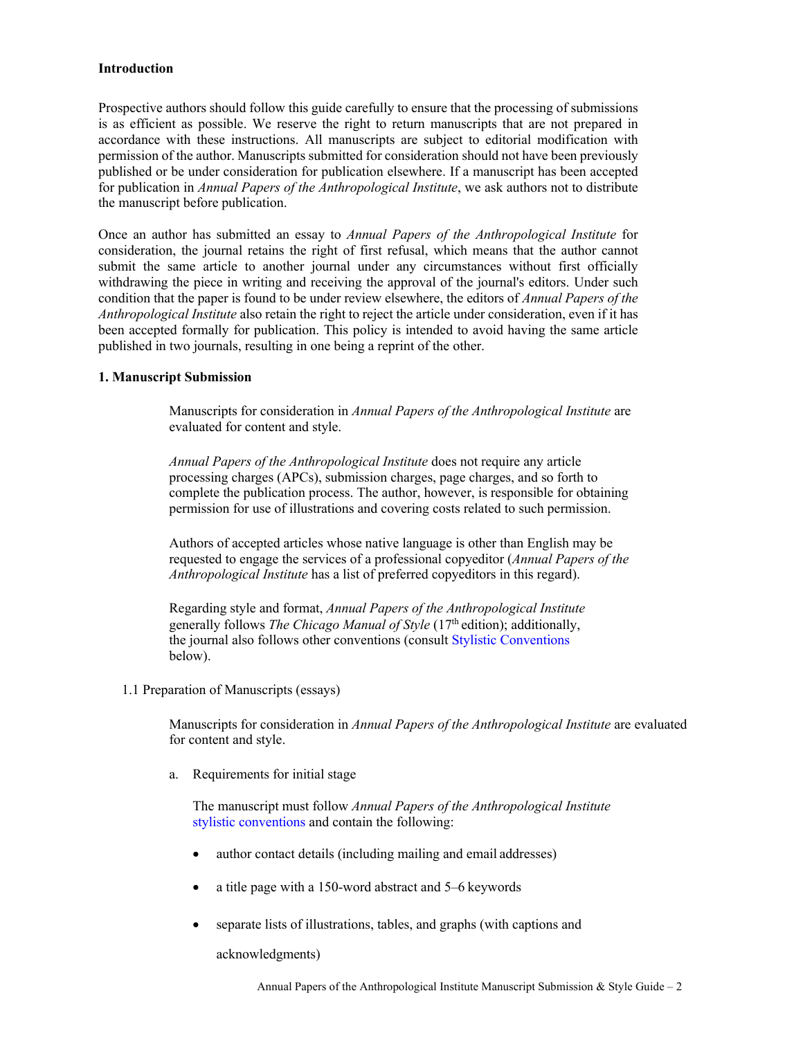**Introduction**

Prospective authors should follow this guide carefully to ensure that the processing of submissions is as efficient as possible. We reserve the right to return manuscripts that are not prepared in accordance with these instructions. All manuscripts are subject to editorial modification with permission of the author. Manuscripts submitted for consideration should not have been previously published or be under consideration for publication elsewhere. If a manuscript has been accepted for publication in *Annual Papers of the Anthropological Institute*, we ask authors not to distribute the manuscript before publication.

Once an author has submitted an essay to *Annual Papers of the Anthropological Institute* for consideration, the journal retains the right of first refusal, which means that the author cannot submit the same article to another journal under any circumstances without first officially withdrawing the piece in writing and receiving the approval of the journal's editors. Under such condition that the paper is found to be under review elsewhere, the editors of *Annual Papers of the Anthropological Institute* also retain the right to reject the article under consideration, even if it has been accepted formally for publication. This policy is intended to avoid having the same article published in two journals, resulting in one being a reprint of the other.

**1. Manuscript Submission**

Manuscripts for consideration in *Annual Papers of the Anthropological Institute* are evaluated for content and style.

*Annual Papers of the Anthropological Institute* does not require any article processing charges (APCs), submission charges, page charges, and so forth to complete the publication process. The author, however, is responsible for obtaining permission for use of illustrations and covering costs related to such permission.

Authors of accepted articles whose native language is other than English may be requested to engage the services of a professional copyeditor (*Annual Papers of the Anthropological Institute* has a list of preferred copyeditors in this regard).

Regarding style and format, *Annual Papers of the Anthropological Institute* generally follows *The Chicago Manual of Style* (17th edition); additionally, the journal also follows other conventions (consult Stylistic Conventions below).

1.1 Preparation of Manuscripts (essays)

Manuscripts for consideration in *Annual Papers of the Anthropological Institute* are evaluated for content and style.

a. Requirements for initial stage

The manuscript must follow *Annual Papers of the Anthropological Institute* stylistic conventions and contain the following:

- author contact details (including mailing and email addresses)
- a title page with a 150-word abstract and 5–6 keywords
- separate lists of illustrations, tables, and graphs (with captions and acknowledgments)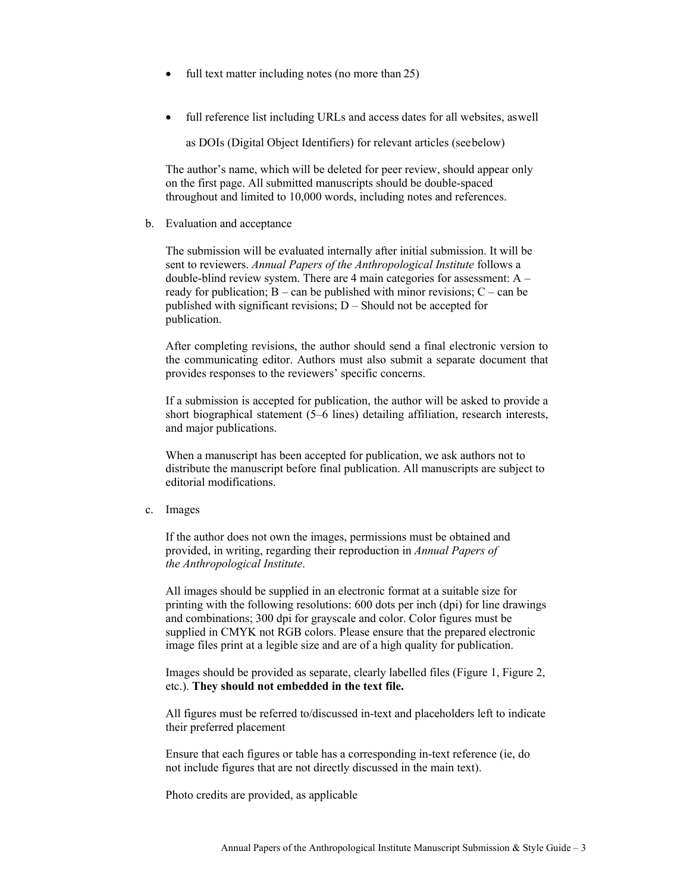- full text matter including notes (no more than 25)
- full reference list including URLs and access dates for all websites, aswell

  as DOIs (Digital Object Identifiers) for relevant articles (seebelow)

The author's name, which will be deleted for peer review, should appear only on the first page. All submitted manuscripts should be double-spaced throughout and limited to 10,000 words, including notes and references.

b. Evaluation and acceptance

The submission will be evaluated internally after initial submission. It will be sent to reviewers. *Annual Papers of the Anthropological Institute* follows a double-blind review system. There are 4 main categories for assessment: A – ready for publication; B – can be published with minor revisions; C – can be published with significant revisions; D – Should not be accepted for publication.

After completing revisions, the author should send a final electronic version to the communicating editor. Authors must also submit a separate document that provides responses to the reviewers' specific concerns.

If a submission is accepted for publication, the author will be asked to provide a short biographical statement (5–6 lines) detailing affiliation, research interests, and major publications.

When a manuscript has been accepted for publication, we ask authors not to distribute the manuscript before final publication. All manuscripts are subject to editorial modifications.

c. Images

If the author does not own the images, permissions must be obtained and provided, in writing, regarding their reproduction in *Annual Papers of the Anthropological Institute*.

All images should be supplied in an electronic format at a suitable size for printing with the following resolutions: 600 dots per inch (dpi) for line drawings and combinations; 300 dpi for grayscale and color. Color figures must be supplied in CMYK not RGB colors. Please ensure that the prepared electronic image files print at a legible size and are of a high quality for publication.

Images should be provided as separate, clearly labelled files (Figure 1, Figure 2, etc.). **They should not embedded in the text file.**

All figures must be referred to/discussed in-text and placeholders left to indicate their preferred placement

Ensure that each figures or table has a corresponding in-text reference (ie, do not include figures that are not directly discussed in the main text).

Photo credits are provided, as applicable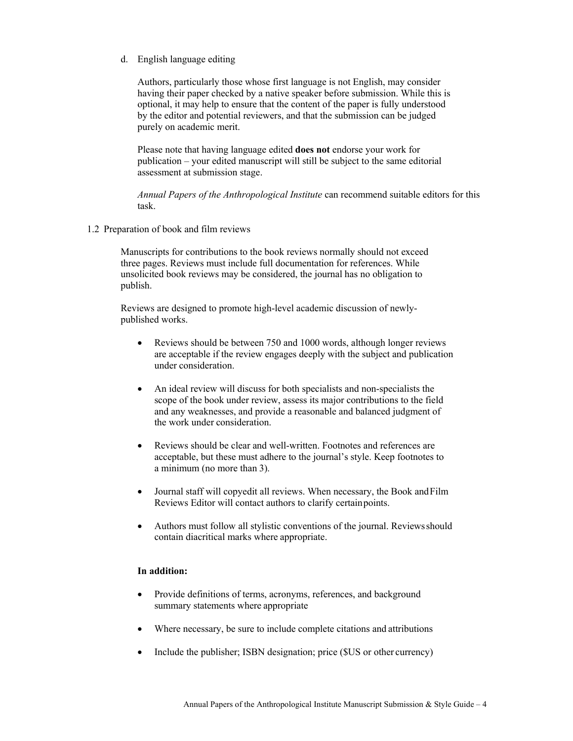d. English language editing

Authors, particularly those whose first language is not English, may consider having their paper checked by a native speaker before submission. While this is optional, it may help to ensure that the content of the paper is fully understood by the editor and potential reviewers, and that the submission can be judged purely on academic merit.

Please note that having language edited **does not** endorse your work for publication – your edited manuscript will still be subject to the same editorial assessment at submission stage.

*Annual Papers of the Anthropological Institute* can recommend suitable editors for this task.

1.2 Preparation of book and film reviews

Manuscripts for contributions to the book reviews normally should not exceed three pages. Reviews must include full documentation for references. While unsolicited book reviews may be considered, the journal has no obligation to publish.

Reviews are designed to promote high-level academic discussion of newly-published works.

- Reviews should be between 750 and 1000 words, although longer reviews are acceptable if the review engages deeply with the subject and publication under consideration.
- An ideal review will discuss for both specialists and non-specialists the scope of the book under review, assess its major contributions to the field and any weaknesses, and provide a reasonable and balanced judgment of the work under consideration.
- Reviews should be clear and well-written. Footnotes and references are acceptable, but these must adhere to the journal's style. Keep footnotes to a minimum (no more than 3).
- Journal staff will copyedit all reviews. When necessary, the Book and Film Reviews Editor will contact authors to clarify certain points.
- Authors must follow all stylistic conventions of the journal. Reviews should contain diacritical marks where appropriate.

**In addition:**

- Provide definitions of terms, acronyms, references, and background summary statements where appropriate
- Where necessary, be sure to include complete citations and attributions
- Include the publisher; ISBN designation; price ($US or other currency)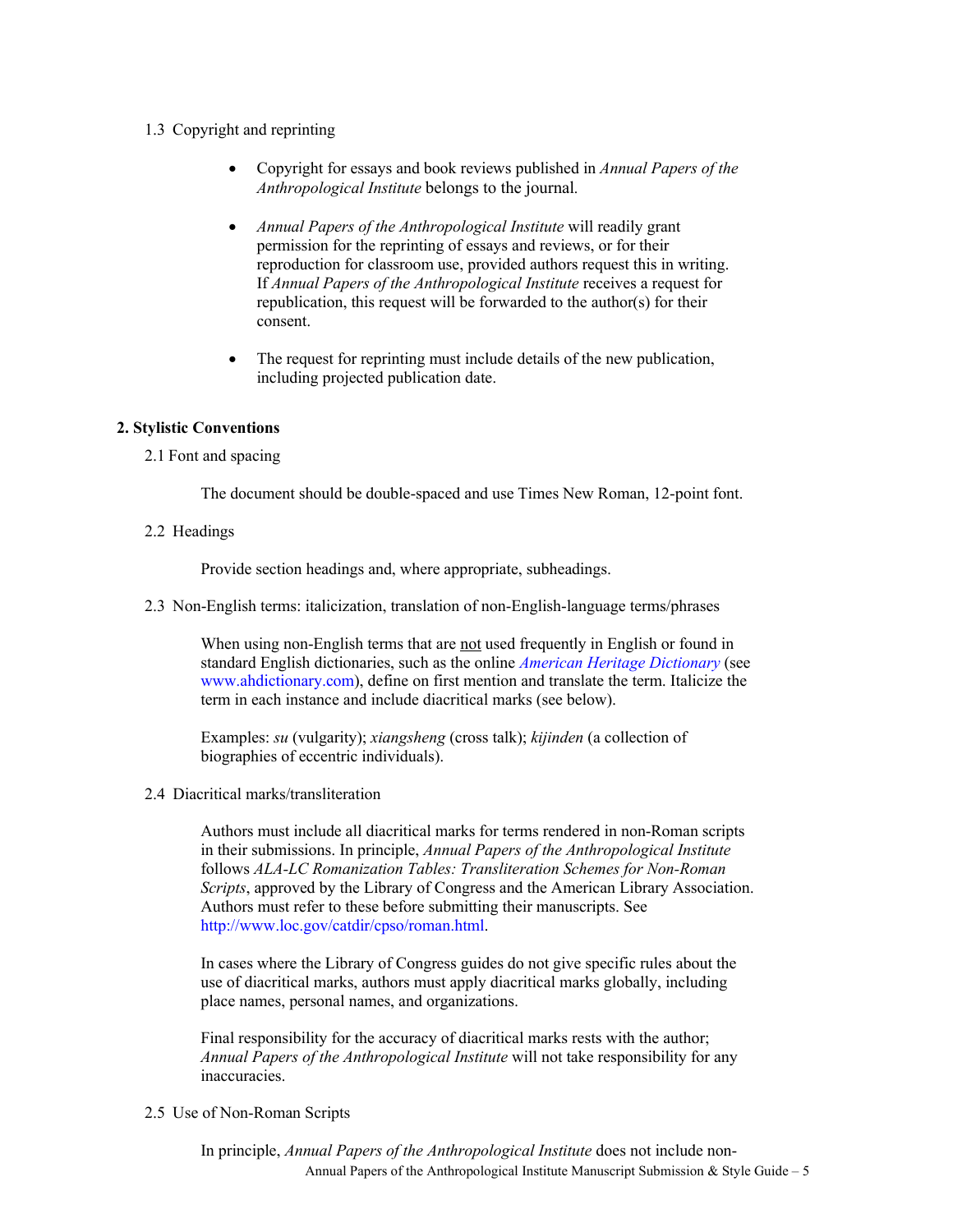1.3 Copyright and reprinting

- Copyright for essays and book reviews published in *Annual Papers of the Anthropological Institute* belongs to the journal.

- *Annual Papers of the Anthropological Institute* will readily grant permission for the reprinting of essays and reviews, or for their reproduction for classroom use, provided authors request this in writing. If *Annual Papers of the Anthropological Institute* receives a request for republication, this request will be forwarded to the author(s) for their consent.

- The request for reprinting must include details of the new publication, including projected publication date.

## 2. Stylistic Conventions

2.1 Font and spacing

The document should be double-spaced and use Times New Roman, 12-point font.

2.2 Headings

Provide section headings and, where appropriate, subheadings.

2.3 Non-English terms: italicization, translation of non-English-language terms/phrases

When using non-English terms that are not used frequently in English or found in standard English dictionaries, such as the online *American Heritage Dictionary* (see www.ahdictionary.com), define on first mention and translate the term. Italicize the term in each instance and include diacritical marks (see below).

Examples: *su* (vulgarity); *xiangsheng* (cross talk); *kijinden* (a collection of biographies of eccentric individuals).

2.4 Diacritical marks/transliteration

Authors must include all diacritical marks for terms rendered in non-Roman scripts in their submissions. In principle, *Annual Papers of the Anthropological Institute* follows *ALA-LC Romanization Tables: Transliteration Schemes for Non-Roman Scripts*, approved by the Library of Congress and the American Library Association. Authors must refer to these before submitting their manuscripts. See http://www.loc.gov/catdir/cpso/roman.html.

In cases where the Library of Congress guides do not give specific rules about the use of diacritical marks, authors must apply diacritical marks globally, including place names, personal names, and organizations.

Final responsibility for the accuracy of diacritical marks rests with the author; *Annual Papers of the Anthropological Institute* will not take responsibility for any inaccuracies.

2.5 Use of Non-Roman Scripts

In principle, *Annual Papers of the Anthropological Institute* does not include non-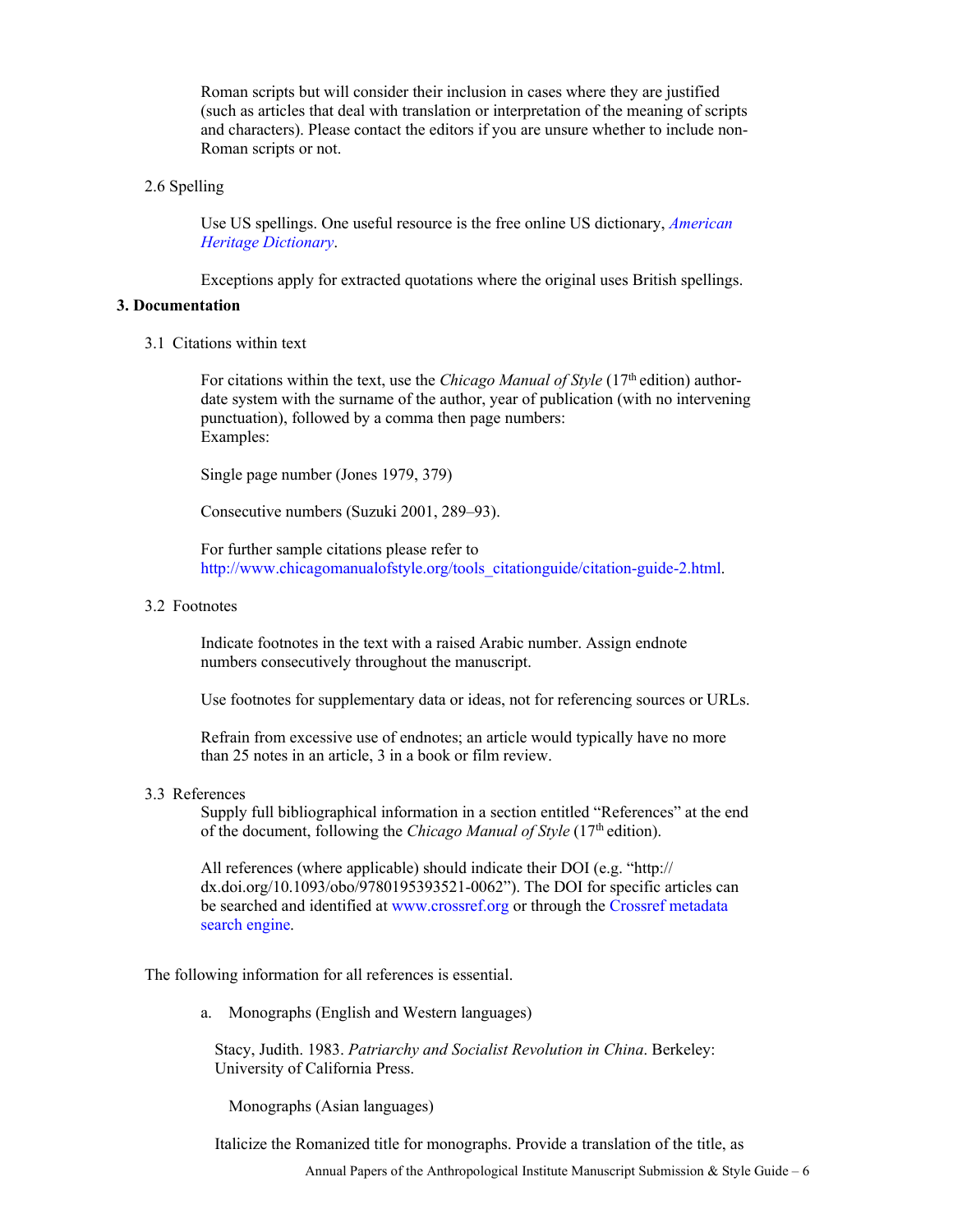Roman scripts but will consider their inclusion in cases where they are justified (such as articles that deal with translation or interpretation of the meaning of scripts and characters). Please contact the editors if you are unsure whether to include non-Roman scripts or not.

2.6 Spelling

Use US spellings. One useful resource is the free online US dictionary, *American Heritage Dictionary*.

Exceptions apply for extracted quotations where the original uses British spellings.

**3. Documentation**

3.1 Citations within text

For citations within the text, use the *Chicago Manual of Style* (17th edition) author-date system with the surname of the author, year of publication (with no intervening punctuation), followed by a comma then page numbers:
Examples:

Single page number (Jones 1979, 379)

Consecutive numbers (Suzuki 2001, 289–93).

For further sample citations please refer to http://www.chicagomanualofstyle.org/tools_citationguide/citation-guide-2.html.

3.2 Footnotes

Indicate footnotes in the text with a raised Arabic number. Assign endnote numbers consecutively throughout the manuscript.

Use footnotes for supplementary data or ideas, not for referencing sources or URLs.

Refrain from excessive use of endnotes; an article would typically have no more than 25 notes in an article, 3 in a book or film review.

3.3 References

Supply full bibliographical information in a section entitled "References" at the end of the document, following the *Chicago Manual of Style* (17th edition).

All references (where applicable) should indicate their DOI (e.g. "http://dx.doi.org/10.1093/obo/9780195393521-0062"). The DOI for specific articles can be searched and identified at www.crossref.org or through the Crossref metadata search engine.

The following information for all references is essential.

a. Monographs (English and Western languages)

Stacy, Judith. 1983. *Patriarchy and Socialist Revolution in China*. Berkeley: University of California Press.

Monographs (Asian languages)

Italicize the Romanized title for monographs. Provide a translation of the title, as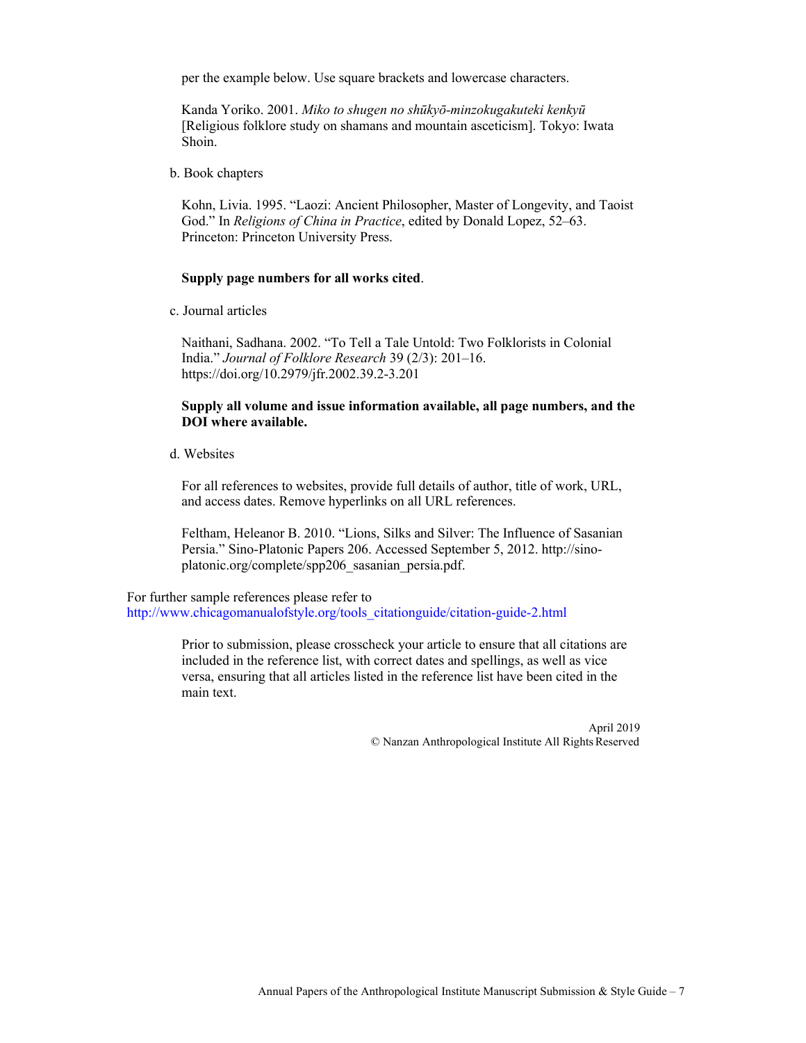per the example below. Use square brackets and lowercase characters.

Kanda Yoriko. 2001. *Miko to shugen no shūkyō-minzokugakuteki kenkyū* [Religious folklore study on shamans and mountain asceticism]. Tokyo: Iwata Shoin.

b. Book chapters

Kohn, Livia. 1995. "Laozi: Ancient Philosopher, Master of Longevity, and Taoist God." In *Religions of China in Practice*, edited by Donald Lopez, 52–63. Princeton: Princeton University Press.

**Supply page numbers for all works cited**.

c. Journal articles

Naithani, Sadhana. 2002. "To Tell a Tale Untold: Two Folklorists in Colonial India." *Journal of Folklore Research* 39 (2/3): 201–16. https://doi.org/10.2979/jfr.2002.39.2-3.201

**Supply all volume and issue information available, all page numbers, and the DOI where available.**

d. Websites

For all references to websites, provide full details of author, title of work, URL, and access dates. Remove hyperlinks on all URL references.

Feltham, Heleanor B. 2010. "Lions, Silks and Silver: The Influence of Sasanian Persia." Sino-Platonic Papers 206. Accessed September 5, 2012. http://sino-platonic.org/complete/spp206_sasanian_persia.pdf.

For further sample references please refer to http://www.chicagomanualofstyle.org/tools_citationguide/citation-guide-2.html

Prior to submission, please crosscheck your article to ensure that all citations are included in the reference list, with correct dates and spellings, as well as vice versa, ensuring that all articles listed in the reference list have been cited in the main text.

April 2019

© Nanzan Anthropological Institute All Rights Reserved